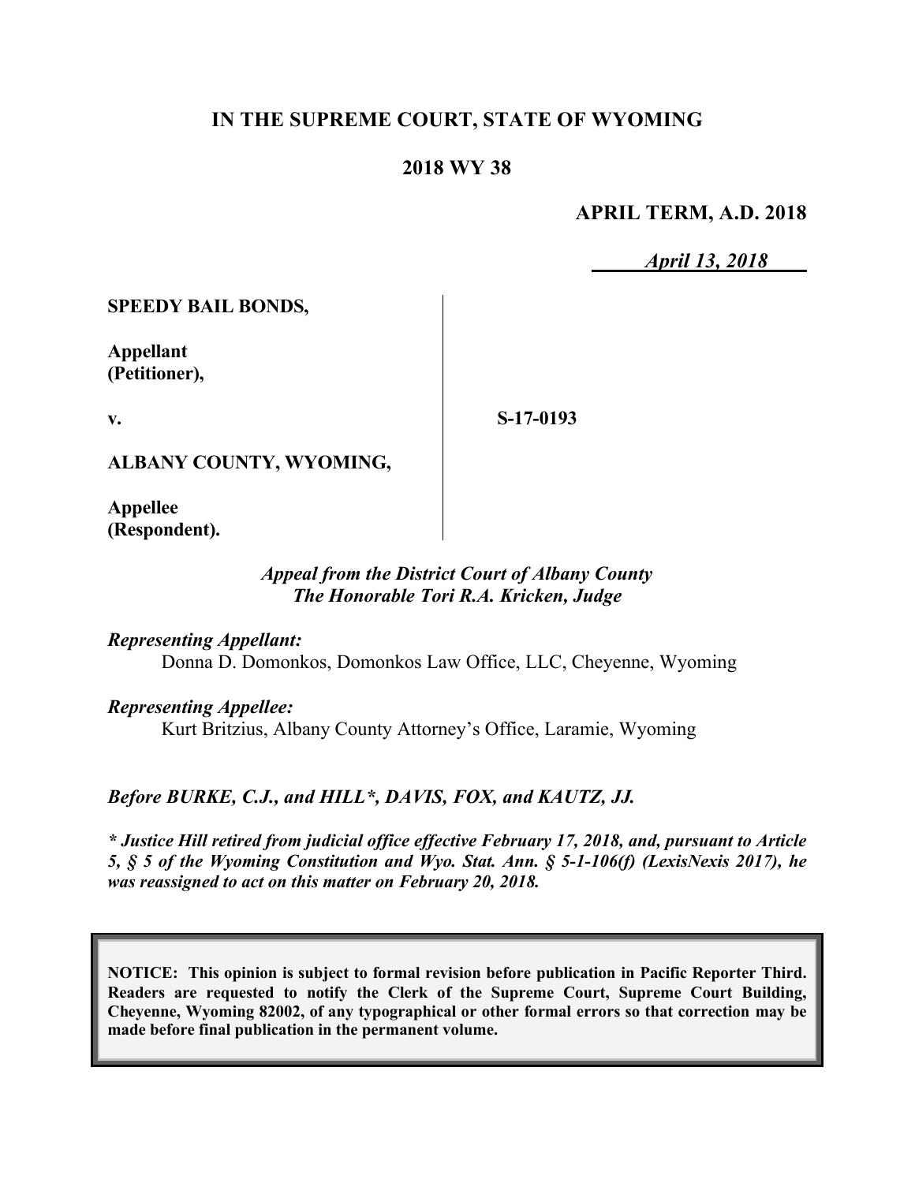# IN THE SUPREME COURT, STATE OF WYOMING

## 2018 WY 38

**APRIL TERM, A.D. 2018**

*April 13, 2018*

**SPEEDY BAIL BONDS,**

**Appellant**
**(Petitioner),**

**v.**

**S-17-0193**

**ALBANY COUNTY, WYOMING,**

**Appellee**
**(Respondent).**

*Appeal from the District Court of Albany County*
*The Honorable Tori R.A. Kricken, Judge*

*Representing Appellant:*
Donna D. Domonkos, Domonkos Law Office, LLC, Cheyenne, Wyoming

*Representing Appellee:*
Kurt Britzius, Albany County Attorney's Office, Laramie, Wyoming

*Before BURKE, C.J., and HILL\*, DAVIS, FOX, and KAUTZ, JJ.*

*\* Justice Hill retired from judicial office effective February 17, 2018, and, pursuant to Article 5, § 5 of the Wyoming Constitution and Wyo. Stat. Ann. § 5-1-106(f) (LexisNexis 2017), he was reassigned to act on this matter on February 20, 2018.*

**NOTICE: This opinion is subject to formal revision before publication in Pacific Reporter Third. Readers are requested to notify the Clerk of the Supreme Court, Supreme Court Building, Cheyenne, Wyoming 82002, of any typographical or other formal errors so that correction may be made before final publication in the permanent volume.**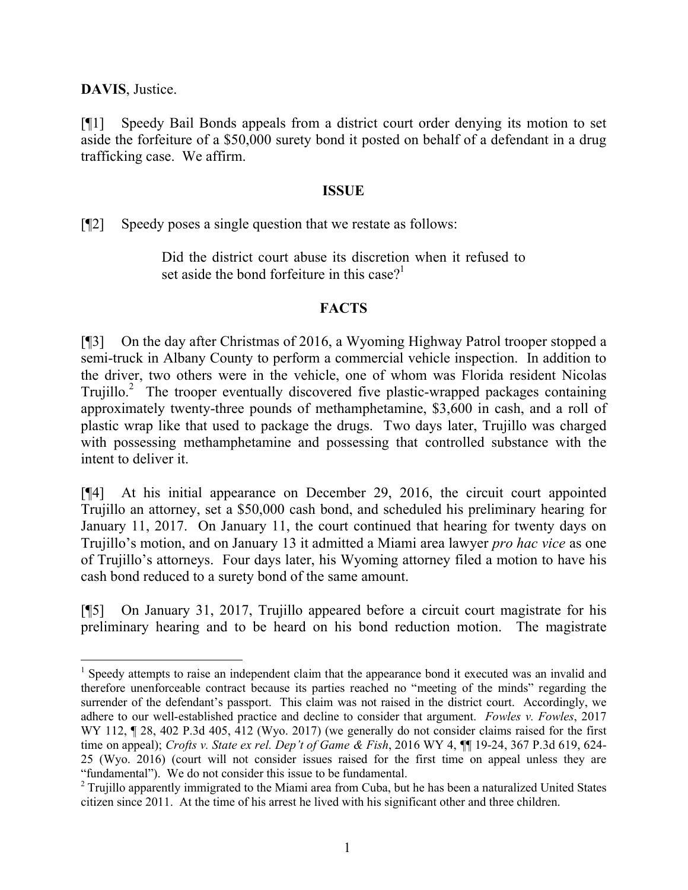**DAVIS**, Justice.

[¶1] Speedy Bail Bonds appeals from a district court order denying its motion to set aside the forfeiture of a $50,000 surety bond it posted on behalf of a defendant in a drug trafficking case. We affirm.

## ISSUE

[¶2] Speedy poses a single question that we restate as follows:

> Did the district court abuse its discretion when it refused to set aside the bond forfeiture in this case?[1]

## FACTS

[¶3] On the day after Christmas of 2016, a Wyoming Highway Patrol trooper stopped a semi-truck in Albany County to perform a commercial vehicle inspection. In addition to the driver, two others were in the vehicle, one of whom was Florida resident Nicolas Trujillo.[2] The trooper eventually discovered five plastic-wrapped packages containing approximately twenty-three pounds of methamphetamine, $3,600 in cash, and a roll of plastic wrap like that used to package the drugs. Two days later, Trujillo was charged with possessing methamphetamine and possessing that controlled substance with the intent to deliver it.

[¶4] At his initial appearance on December 29, 2016, the circuit court appointed Trujillo an attorney, set a $50,000 cash bond, and scheduled his preliminary hearing for January 11, 2017. On January 11, the court continued that hearing for twenty days on Trujillo's motion, and on January 13 it admitted a Miami area lawyer *pro hac vice* as one of Trujillo's attorneys. Four days later, his Wyoming attorney filed a motion to have his cash bond reduced to a surety bond of the same amount.

[¶5] On January 31, 2017, Trujillo appeared before a circuit court magistrate for his preliminary hearing and to be heard on his bond reduction motion. The magistrate

---

[1] Speedy attempts to raise an independent claim that the appearance bond it executed was an invalid and therefore unenforceable contract because its parties reached no "meeting of the minds" regarding the surrender of the defendant's passport. This claim was not raised in the district court. Accordingly, we adhere to our well-established practice and decline to consider that argument. *Fowles v. Fowles*, 2017 WY 112, ¶ 28, 402 P.3d 405, 412 (Wyo. 2017) (we generally do not consider claims raised for the first time on appeal); *Crofts v. State ex rel. Dep't of Game & Fish*, 2016 WY 4, ¶¶ 19-24, 367 P.3d 619, 624-25 (Wyo. 2016) (court will not consider issues raised for the first time on appeal unless they are "fundamental"). We do not consider this issue to be fundamental.

[2] Trujillo apparently immigrated to the Miami area from Cuba, but he has been a naturalized United States citizen since 2011. At the time of his arrest he lived with his significant other and three children.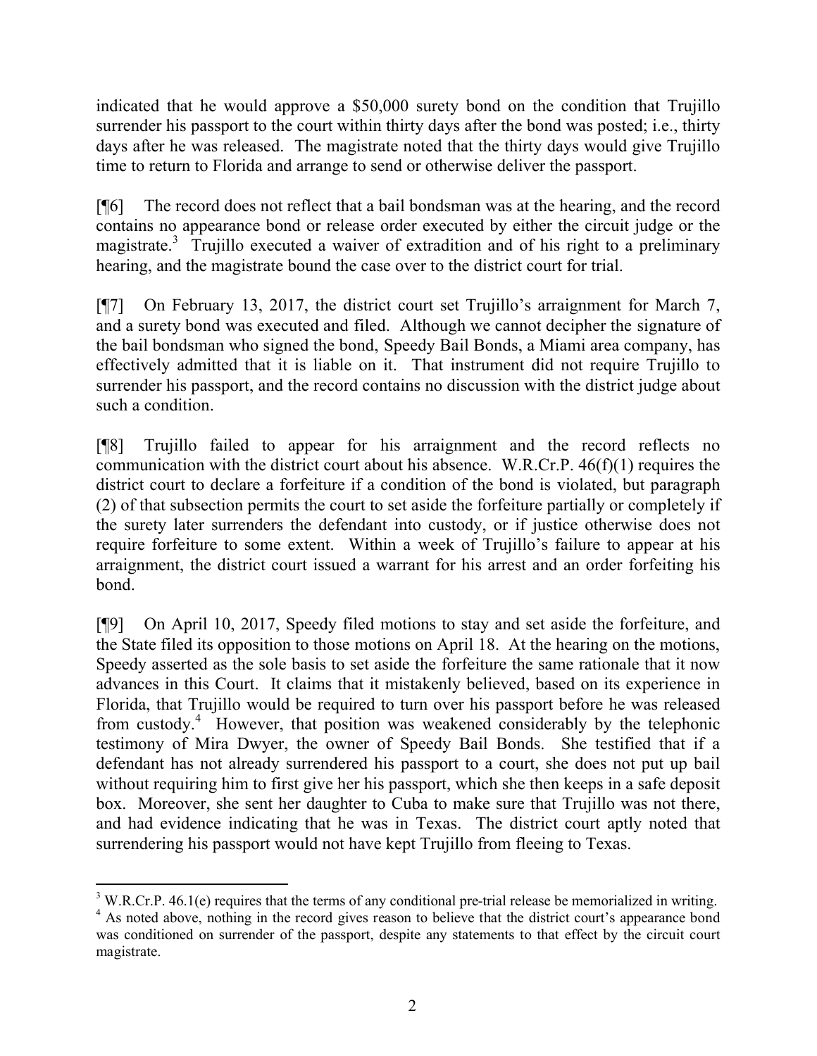indicated that he would approve a $50,000 surety bond on the condition that Trujillo surrender his passport to the court within thirty days after the bond was posted; i.e., thirty days after he was released. The magistrate noted that the thirty days would give Trujillo time to return to Florida and arrange to send or otherwise deliver the passport.

[¶6] The record does not reflect that a bail bondsman was at the hearing, and the record contains no appearance bond or release order executed by either the circuit judge or the magistrate.[3] Trujillo executed a waiver of extradition and of his right to a preliminary hearing, and the magistrate bound the case over to the district court for trial.

[¶7] On February 13, 2017, the district court set Trujillo's arraignment for March 7, and a surety bond was executed and filed. Although we cannot decipher the signature of the bail bondsman who signed the bond, Speedy Bail Bonds, a Miami area company, has effectively admitted that it is liable on it. That instrument did not require Trujillo to surrender his passport, and the record contains no discussion with the district judge about such a condition.

[¶8] Trujillo failed to appear for his arraignment and the record reflects no communication with the district court about his absence. W.R.Cr.P. 46(f)(1) requires the district court to declare a forfeiture if a condition of the bond is violated, but paragraph (2) of that subsection permits the court to set aside the forfeiture partially or completely if the surety later surrenders the defendant into custody, or if justice otherwise does not require forfeiture to some extent. Within a week of Trujillo's failure to appear at his arraignment, the district court issued a warrant for his arrest and an order forfeiting his bond.

[¶9] On April 10, 2017, Speedy filed motions to stay and set aside the forfeiture, and the State filed its opposition to those motions on April 18. At the hearing on the motions, Speedy asserted as the sole basis to set aside the forfeiture the same rationale that it now advances in this Court. It claims that it mistakenly believed, based on its experience in Florida, that Trujillo would be required to turn over his passport before he was released from custody.[4] However, that position was weakened considerably by the telephonic testimony of Mira Dwyer, the owner of Speedy Bail Bonds. She testified that if a defendant has not already surrendered his passport to a court, she does not put up bail without requiring him to first give her his passport, which she then keeps in a safe deposit box. Moreover, she sent her daughter to Cuba to make sure that Trujillo was not there, and had evidence indicating that he was in Texas. The district court aptly noted that surrendering his passport would not have kept Trujillo from fleeing to Texas.

[3] W.R.Cr.P. 46.1(e) requires that the terms of any conditional pre-trial release be memorialized in writing.

[4] As noted above, nothing in the record gives reason to believe that the district court's appearance bond was conditioned on surrender of the passport, despite any statements to that effect by the circuit court magistrate.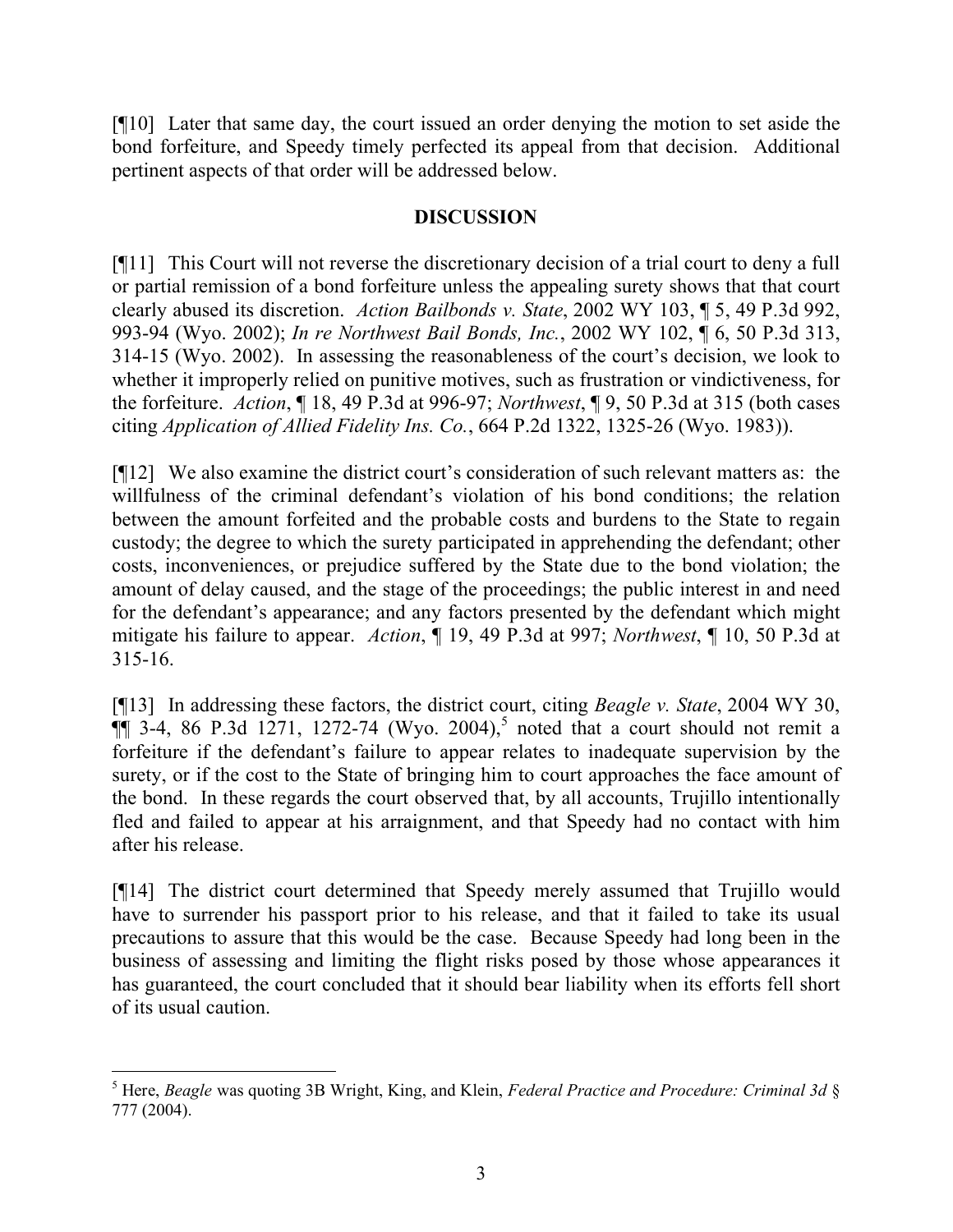[¶10] Later that same day, the court issued an order denying the motion to set aside the bond forfeiture, and Speedy timely perfected its appeal from that decision. Additional pertinent aspects of that order will be addressed below.

## DISCUSSION

[¶11] This Court will not reverse the discretionary decision of a trial court to deny a full or partial remission of a bond forfeiture unless the appealing surety shows that that court clearly abused its discretion. *Action Bailbonds v. State*, 2002 WY 103, ¶ 5, 49 P.3d 992, 993-94 (Wyo. 2002); *In re Northwest Bail Bonds, Inc.*, 2002 WY 102, ¶ 6, 50 P.3d 313, 314-15 (Wyo. 2002). In assessing the reasonableness of the court's decision, we look to whether it improperly relied on punitive motives, such as frustration or vindictiveness, for the forfeiture. *Action*, ¶ 18, 49 P.3d at 996-97; *Northwest*, ¶ 9, 50 P.3d at 315 (both cases citing *Application of Allied Fidelity Ins. Co.*, 664 P.2d 1322, 1325-26 (Wyo. 1983)).

[¶12] We also examine the district court's consideration of such relevant matters as: the willfulness of the criminal defendant's violation of his bond conditions; the relation between the amount forfeited and the probable costs and burdens to the State to regain custody; the degree to which the surety participated in apprehending the defendant; other costs, inconveniences, or prejudice suffered by the State due to the bond violation; the amount of delay caused, and the stage of the proceedings; the public interest in and need for the defendant's appearance; and any factors presented by the defendant which might mitigate his failure to appear. *Action*, ¶ 19, 49 P.3d at 997; *Northwest*, ¶ 10, 50 P.3d at 315-16.

[¶13] In addressing these factors, the district court, citing *Beagle v. State*, 2004 WY 30, ¶¶ 3-4, 86 P.3d 1271, 1272-74 (Wyo. 2004),[5] noted that a court should not remit a forfeiture if the defendant's failure to appear relates to inadequate supervision by the surety, or if the cost to the State of bringing him to court approaches the face amount of the bond. In these regards the court observed that, by all accounts, Trujillo intentionally fled and failed to appear at his arraignment, and that Speedy had no contact with him after his release.

[¶14] The district court determined that Speedy merely assumed that Trujillo would have to surrender his passport prior to his release, and that it failed to take its usual precautions to assure that this would be the case. Because Speedy had long been in the business of assessing and limiting the flight risks posed by those whose appearances it has guaranteed, the court concluded that it should bear liability when its efforts fell short of its usual caution.

---

[5] Here, *Beagle* was quoting 3B Wright, King, and Klein, *Federal Practice and Procedure: Criminal 3d* § 777 (2004).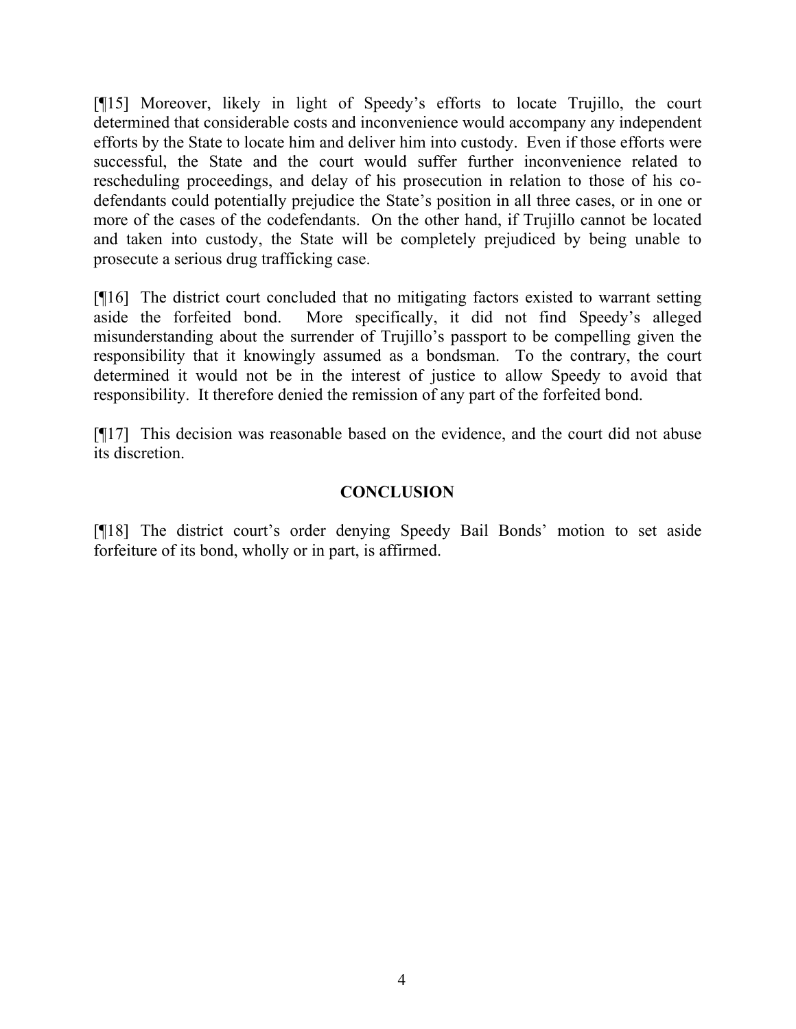[¶15] Moreover, likely in light of Speedy's efforts to locate Trujillo, the court determined that considerable costs and inconvenience would accompany any independent efforts by the State to locate him and deliver him into custody. Even if those efforts were successful, the State and the court would suffer further inconvenience related to rescheduling proceedings, and delay of his prosecution in relation to those of his co-defendants could potentially prejudice the State's position in all three cases, or in one or more of the cases of the codefendants. On the other hand, if Trujillo cannot be located and taken into custody, the State will be completely prejudiced by being unable to prosecute a serious drug trafficking case.

[¶16] The district court concluded that no mitigating factors existed to warrant setting aside the forfeited bond. More specifically, it did not find Speedy's alleged misunderstanding about the surrender of Trujillo's passport to be compelling given the responsibility that it knowingly assumed as a bondsman. To the contrary, the court determined it would not be in the interest of justice to allow Speedy to avoid that responsibility. It therefore denied the remission of any part of the forfeited bond.

[¶17] This decision was reasonable based on the evidence, and the court did not abuse its discretion.

## CONCLUSION

[¶18] The district court's order denying Speedy Bail Bonds' motion to set aside forfeiture of its bond, wholly or in part, is affirmed.